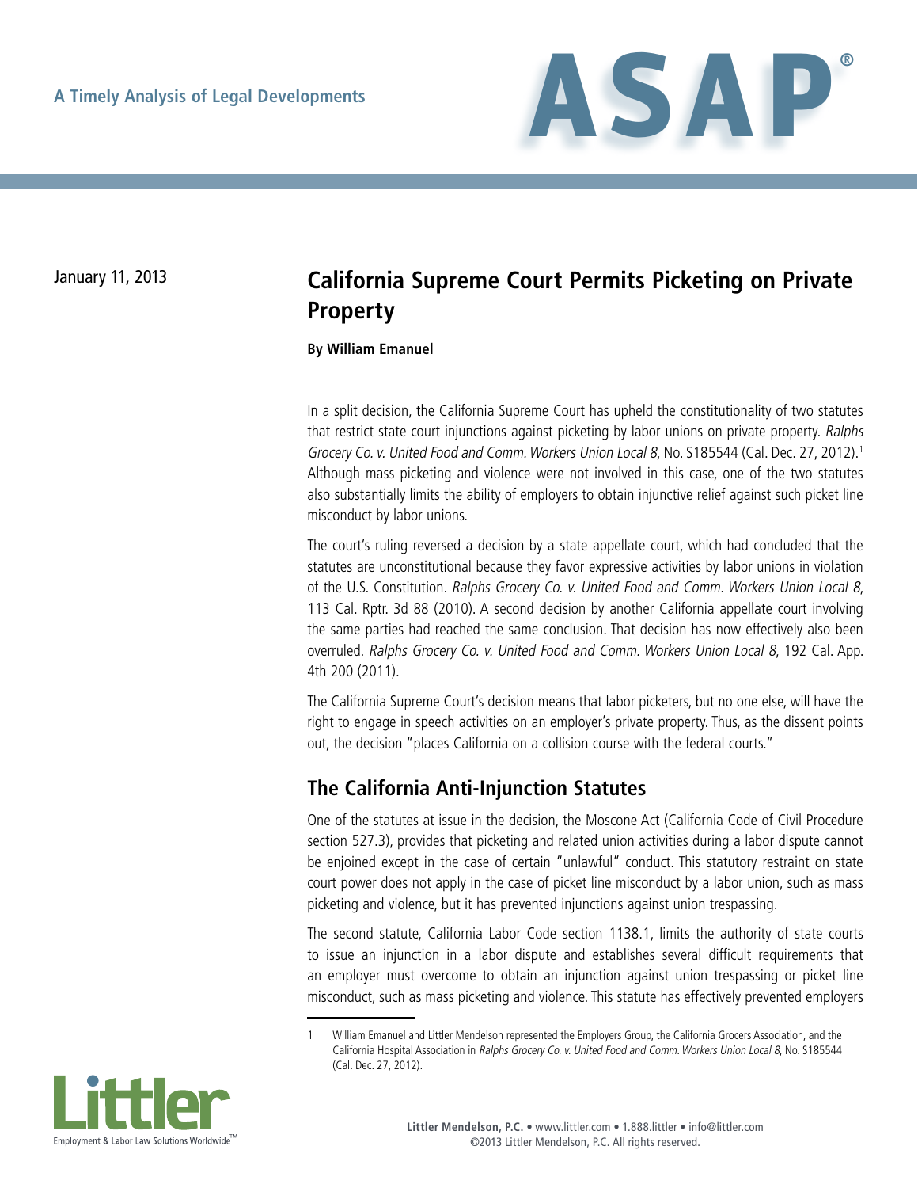A Timely Analysis of Legal Developments

# ASAP®

January 11, 2013

# California Supreme Court Permits Picketing on Private Property

**By William Emanuel**

In a split decision, the California Supreme Court has upheld the constitutionality of two statutes that restrict state court injunctions against picketing by labor unions on private property. *Ralphs Grocery Co. v. United Food and Comm. Workers Union Local 8*, No. S185544 (Cal. Dec. 27, 2012).[1] Although mass picketing and violence were not involved in this case, one of the two statutes also substantially limits the ability of employers to obtain injunctive relief against such picket line misconduct by labor unions.

The court's ruling reversed a decision by a state appellate court, which had concluded that the statutes are unconstitutional because they favor expressive activities by labor unions in violation of the U.S. Constitution. *Ralphs Grocery Co. v. United Food and Comm. Workers Union Local 8*, 113 Cal. Rptr. 3d 88 (2010). A second decision by another California appellate court involving the same parties had reached the same conclusion. That decision has now effectively also been overruled. *Ralphs Grocery Co. v. United Food and Comm. Workers Union Local 8*, 192 Cal. App. 4th 200 (2011).

The California Supreme Court's decision means that labor picketers, but no one else, will have the right to engage in speech activities on an employer's private property. Thus, as the dissent points out, the decision "places California on a collision course with the federal courts."

## The California Anti-Injunction Statutes

One of the statutes at issue in the decision, the Moscone Act (California Code of Civil Procedure section 527.3), provides that picketing and related union activities during a labor dispute cannot be enjoined except in the case of certain "unlawful" conduct. This statutory restraint on state court power does not apply in the case of picket line misconduct by a labor union, such as mass picketing and violence, but it has prevented injunctions against union trespassing.

The second statute, California Labor Code section 1138.1, limits the authority of state courts to issue an injunction in a labor dispute and establishes several difficult requirements that an employer must overcome to obtain an injunction against union trespassing or picket line misconduct, such as mass picketing and violence. This statute has effectively prevented employers

---

1 William Emanuel and Littler Mendelson represented the Employers Group, the California Grocers Association, and the California Hospital Association in *Ralphs Grocery Co. v. United Food and Comm. Workers Union Local 8*, No. S185544 (Cal. Dec. 27, 2012).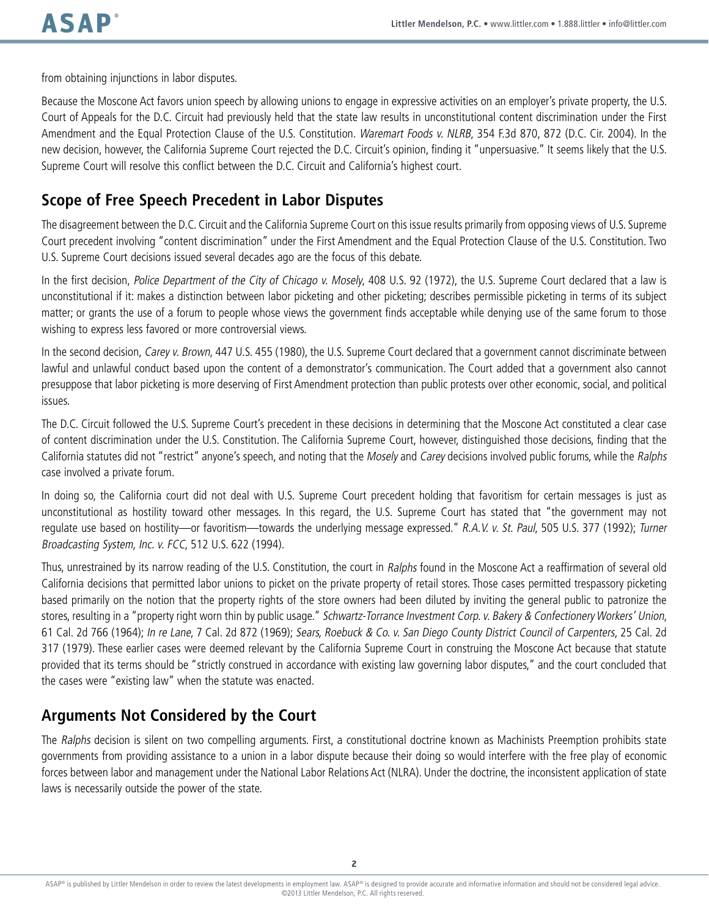from obtaining injunctions in labor disputes.

Because the Moscone Act favors union speech by allowing unions to engage in expressive activities on an employer's private property, the U.S. Court of Appeals for the D.C. Circuit had previously held that the state law results in unconstitutional content discrimination under the First Amendment and the Equal Protection Clause of the U.S. Constitution. *Waremart Foods v. NLRB*, 354 F.3d 870, 872 (D.C. Cir. 2004). In the new decision, however, the California Supreme Court rejected the D.C. Circuit's opinion, finding it "unpersuasive." It seems likely that the U.S. Supreme Court will resolve this conflict between the D.C. Circuit and California's highest court.

## Scope of Free Speech Precedent in Labor Disputes

The disagreement between the D.C. Circuit and the California Supreme Court on this issue results primarily from opposing views of U.S. Supreme Court precedent involving "content discrimination" under the First Amendment and the Equal Protection Clause of the U.S. Constitution. Two U.S. Supreme Court decisions issued several decades ago are the focus of this debate.

In the first decision, *Police Department of the City of Chicago v. Mosely*, 408 U.S. 92 (1972), the U.S. Supreme Court declared that a law is unconstitutional if it: makes a distinction between labor picketing and other picketing; describes permissible picketing in terms of its subject matter; or grants the use of a forum to people whose views the government finds acceptable while denying use of the same forum to those wishing to express less favored or more controversial views.

In the second decision, *Carey v. Brown*, 447 U.S. 455 (1980), the U.S. Supreme Court declared that a government cannot discriminate between lawful and unlawful conduct based upon the content of a demonstrator's communication. The Court added that a government also cannot presuppose that labor picketing is more deserving of First Amendment protection than public protests over other economic, social, and political issues.

The D.C. Circuit followed the U.S. Supreme Court's precedent in these decisions in determining that the Moscone Act constituted a clear case of content discrimination under the U.S. Constitution. The California Supreme Court, however, distinguished those decisions, finding that the California statutes did not "restrict" anyone's speech, and noting that the *Mosely* and *Carey* decisions involved public forums, while the *Ralphs* case involved a private forum.

In doing so, the California court did not deal with U.S. Supreme Court precedent holding that favoritism for certain messages is just as unconstitutional as hostility toward other messages. In this regard, the U.S. Supreme Court has stated that "the government may not regulate use based on hostility—or favoritism—towards the underlying message expressed." *R.A.V. v. St. Paul*, 505 U.S. 377 (1992); *Turner Broadcasting System, Inc. v. FCC*, 512 U.S. 622 (1994).

Thus, unrestrained by its narrow reading of the U.S. Constitution, the court in *Ralphs* found in the Moscone Act a reaffirmation of several old California decisions that permitted labor unions to picket on the private property of retail stores. Those cases permitted trespassory picketing based primarily on the notion that the property rights of the store owners had been diluted by inviting the general public to patronize the stores, resulting in a "property right worn thin by public usage." *Schwartz-Torrance Investment Corp. v. Bakery & Confectionery Workers' Union*, 61 Cal. 2d 766 (1964); *In re Lane*, 7 Cal. 2d 872 (1969); *Sears, Roebuck & Co. v. San Diego County District Council of Carpenters*, 25 Cal. 2d 317 (1979). These earlier cases were deemed relevant by the California Supreme Court in construing the Moscone Act because that statute provided that its terms should be "strictly construed in accordance with existing law governing labor disputes," and the court concluded that the cases were "existing law" when the statute was enacted.

## Arguments Not Considered by the Court

The *Ralphs* decision is silent on two compelling arguments. First, a constitutional doctrine known as Machinists Preemption prohibits state governments from providing assistance to a union in a labor dispute because their doing so would interfere with the free play of economic forces between labor and management under the National Labor Relations Act (NLRA). Under the doctrine, the inconsistent application of state laws is necessarily outside the power of the state.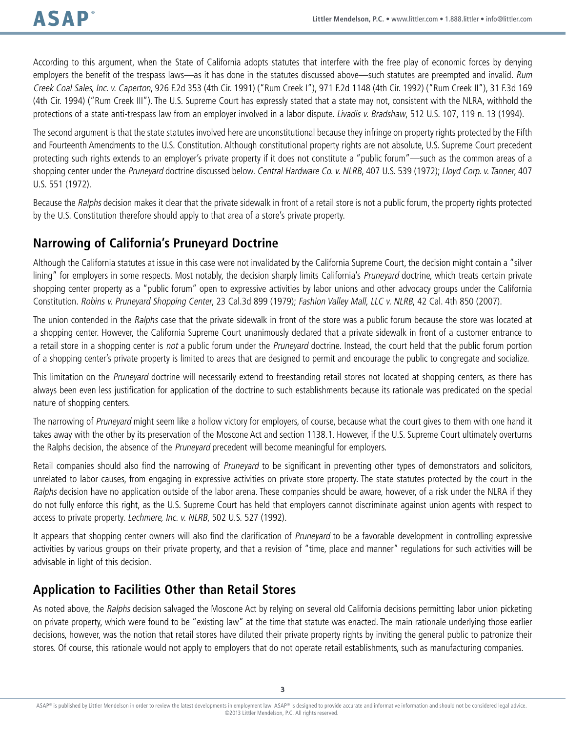According to this argument, when the State of California adopts statutes that interfere with the free play of economic forces by denying employers the benefit of the trespass laws—as it has done in the statutes discussed above—such statutes are preempted and invalid. *Rum Creek Coal Sales, Inc. v. Caperton*, 926 F.2d 353 (4th Cir. 1991) ("Rum Creek I"), 971 F.2d 1148 (4th Cir. 1992) ("Rum Creek II"), 31 F.3d 169 (4th Cir. 1994) ("Rum Creek III"). The U.S. Supreme Court has expressly stated that a state may not, consistent with the NLRA, withhold the protections of a state anti-trespass law from an employer involved in a labor dispute. *Livadis v. Bradshaw*, 512 U.S. 107, 119 n. 13 (1994).

The second argument is that the state statutes involved here are unconstitutional because they infringe on property rights protected by the Fifth and Fourteenth Amendments to the U.S. Constitution. Although constitutional property rights are not absolute, U.S. Supreme Court precedent protecting such rights extends to an employer's private property if it does not constitute a "public forum"—such as the common areas of a shopping center under the *Pruneyard* doctrine discussed below. *Central Hardware Co. v. NLRB*, 407 U.S. 539 (1972); *Lloyd Corp. v. Tanner*, 407 U.S. 551 (1972).

Because the *Ralphs* decision makes it clear that the private sidewalk in front of a retail store is not a public forum, the property rights protected by the U.S. Constitution therefore should apply to that area of a store's private property.

## Narrowing of California's Pruneyard Doctrine

Although the California statutes at issue in this case were not invalidated by the California Supreme Court, the decision might contain a "silver lining" for employers in some respects. Most notably, the decision sharply limits California's *Pruneyard* doctrine, which treats certain private shopping center property as a "public forum" open to expressive activities by labor unions and other advocacy groups under the California Constitution. *Robins v. Pruneyard Shopping Center*, 23 Cal.3d 899 (1979); *Fashion Valley Mall, LLC v. NLRB*, 42 Cal. 4th 850 (2007).

The union contended in the *Ralphs* case that the private sidewalk in front of the store was a public forum because the store was located at a shopping center. However, the California Supreme Court unanimously declared that a private sidewalk in front of a customer entrance to a retail store in a shopping center is *not* a public forum under the *Pruneyard* doctrine. Instead, the court held that the public forum portion of a shopping center's private property is limited to areas that are designed to permit and encourage the public to congregate and socialize.

This limitation on the *Pruneyard* doctrine will necessarily extend to freestanding retail stores not located at shopping centers, as there has always been even less justification for application of the doctrine to such establishments because its rationale was predicated on the special nature of shopping centers.

The narrowing of *Pruneyard* might seem like a hollow victory for employers, of course, because what the court gives to them with one hand it takes away with the other by its preservation of the Moscone Act and section 1138.1. However, if the U.S. Supreme Court ultimately overturns the Ralphs decision, the absence of the *Pruneyard* precedent will become meaningful for employers.

Retail companies should also find the narrowing of *Pruneyard* to be significant in preventing other types of demonstrators and solicitors, unrelated to labor causes, from engaging in expressive activities on private store property. The state statutes protected by the court in the *Ralphs* decision have no application outside of the labor arena. These companies should be aware, however, of a risk under the NLRA if they do not fully enforce this right, as the U.S. Supreme Court has held that employers cannot discriminate against union agents with respect to access to private property. *Lechmere, Inc. v. NLRB*, 502 U.S. 527 (1992).

It appears that shopping center owners will also find the clarification of *Pruneyard* to be a favorable development in controlling expressive activities by various groups on their private property, and that a revision of "time, place and manner" regulations for such activities will be advisable in light of this decision.

## Application to Facilities Other than Retail Stores

As noted above, the *Ralphs* decision salvaged the Moscone Act by relying on several old California decisions permitting labor union picketing on private property, which were found to be "existing law" at the time that statute was enacted. The main rationale underlying those earlier decisions, however, was the notion that retail stores have diluted their private property rights by inviting the general public to patronize their stores. Of course, this rationale would not apply to employers that do not operate retail establishments, such as manufacturing companies.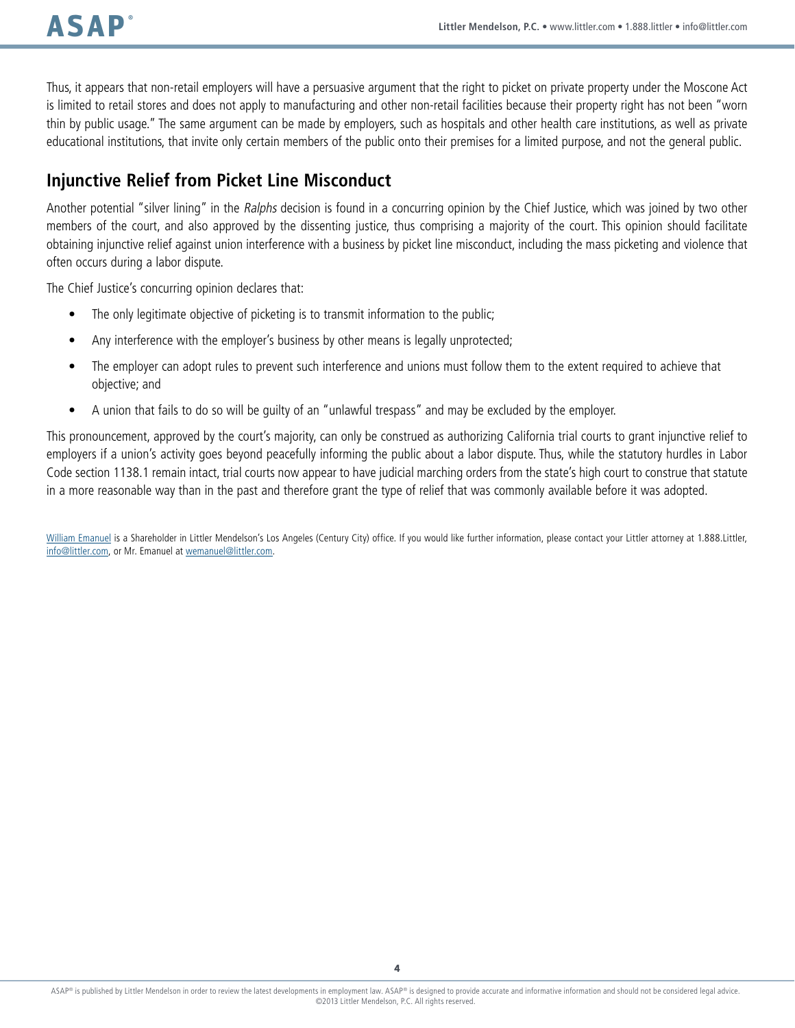Thus, it appears that non-retail employers will have a persuasive argument that the right to picket on private property under the Moscone Act is limited to retail stores and does not apply to manufacturing and other non-retail facilities because their property right has not been "worn thin by public usage." The same argument can be made by employers, such as hospitals and other health care institutions, as well as private educational institutions, that invite only certain members of the public onto their premises for a limited purpose, and not the general public.

## Injunctive Relief from Picket Line Misconduct

Another potential "silver lining" in the *Ralphs* decision is found in a concurring opinion by the Chief Justice, which was joined by two other members of the court, and also approved by the dissenting justice, thus comprising a majority of the court. This opinion should facilitate obtaining injunctive relief against union interference with a business by picket line misconduct, including the mass picketing and violence that often occurs during a labor dispute.

The Chief Justice's concurring opinion declares that:

- The only legitimate objective of picketing is to transmit information to the public;
- Any interference with the employer's business by other means is legally unprotected;
- The employer can adopt rules to prevent such interference and unions must follow them to the extent required to achieve that objective; and
- A union that fails to do so will be guilty of an "unlawful trespass" and may be excluded by the employer.

This pronouncement, approved by the court's majority, can only be construed as authorizing California trial courts to grant injunctive relief to employers if a union's activity goes beyond peacefully informing the public about a labor dispute. Thus, while the statutory hurdles in Labor Code section 1138.1 remain intact, trial courts now appear to have judicial marching orders from the state's high court to construe that statute in a more reasonable way than in the past and therefore grant the type of relief that was commonly available before it was adopted.

William Emanuel is a Shareholder in Littler Mendelson's Los Angeles (Century City) office. If you would like further information, please contact your Littler attorney at 1.888.Littler, info@littler.com, or Mr. Emanuel at wemanuel@littler.com.